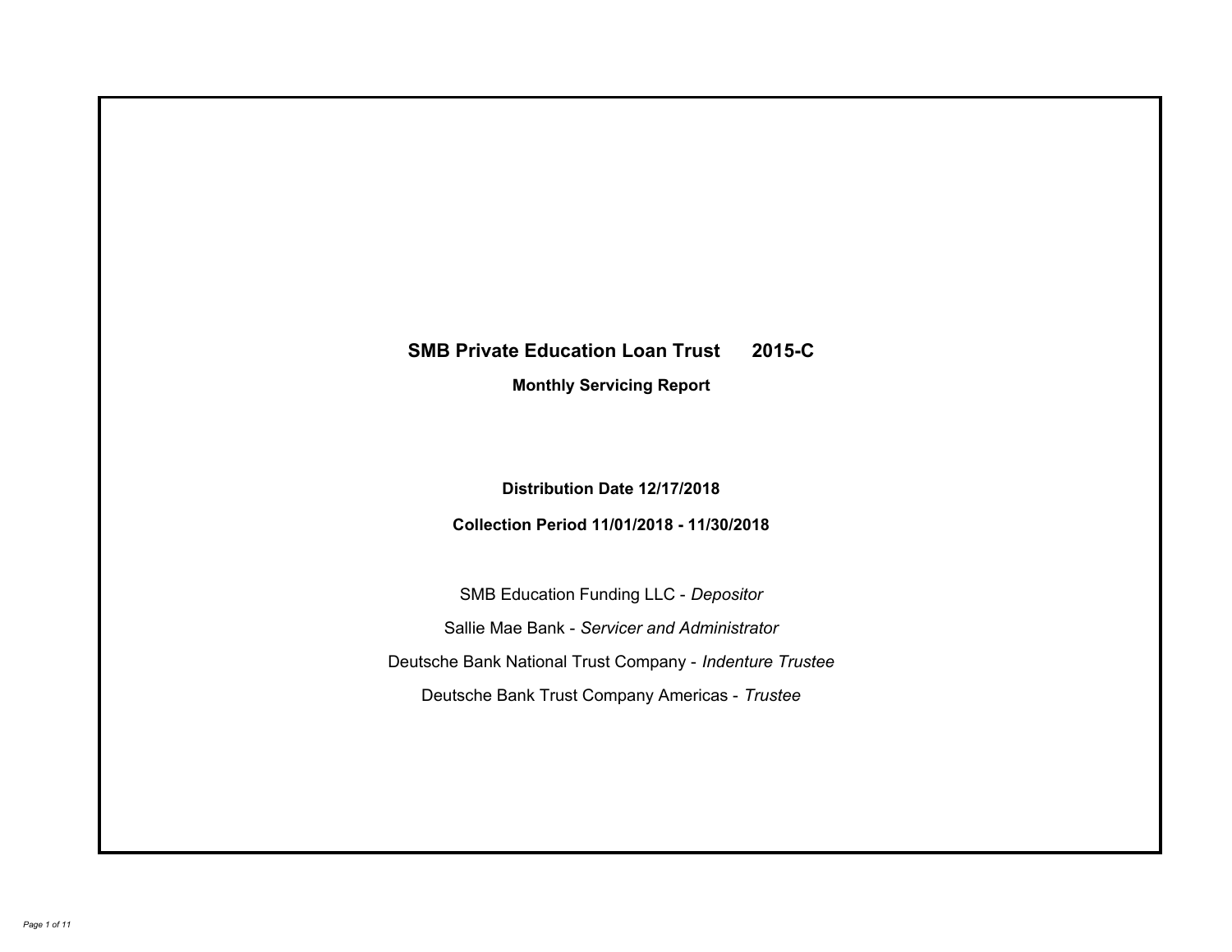# SMB Private Education Loan Trust 2015-C

**Monthly Servicing Report**

**Distribution Date 12/17/2018**

**Collection Period 11/01/2018 - 11/30/2018**

SMB Education Funding LLC - *Depositor*

Sallie Mae Bank - *Servicer and Administrator*

Deutsche Bank National Trust Company - *Indenture Trustee*

Deutsche Bank Trust Company Americas - *Trustee*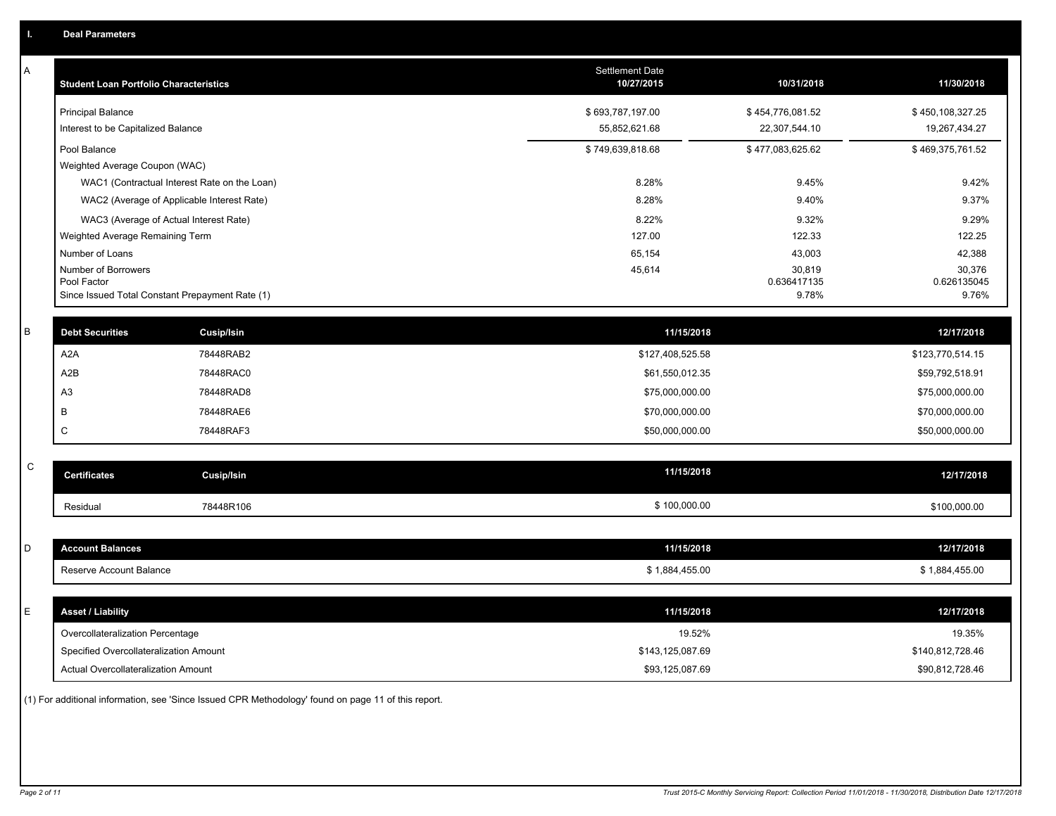# I. Deal Parameters

## A

| Student Loan Portfolio Characteristics | Settlement Date 10/27/2015 | 10/31/2018 | 11/30/2018 |
|---|---|---|---|
| Principal Balance | $ 693,787,197.00 | $ 454,776,081.52 | $ 450,108,327.25 |
| Interest to be Capitalized Balance | 55,852,621.68 | 22,307,544.10 | 19,267,434.27 |
| Pool Balance | $ 749,639,818.68 | $ 477,083,625.62 | $ 469,375,761.52 |
| Weighted Average Coupon (WAC) | | | |
| WAC1 (Contractual Interest Rate on the Loan) | 8.28% | 9.45% | 9.42% |
| WAC2 (Average of Applicable Interest Rate) | 8.28% | 9.40% | 9.37% |
| WAC3 (Average of Actual Interest Rate) | 8.22% | 9.32% | 9.29% |
| Weighted Average Remaining Term | 127.00 | 122.33 | 122.25 |
| Number of Loans | 65,154 | 43,003 | 42,388 |
| Number of Borrowers | 45,614 | 30,819 | 30,376 |
| Pool Factor | | 0.636417135 | 0.626135045 |
| Since Issued Total Constant Prepayment Rate (1) | | 9.78% | 9.76% |

## B

| Debt Securities | Cusip/Isin | 11/15/2018 | 12/17/2018 |
|---|---|---|---|
| A2A | 78448RAB2 | $127,408,525.58 | $123,770,514.15 |
| A2B | 78448RAC0 | $61,550,012.35 | $59,792,518.91 |
| A3 | 78448RAD8 | $75,000,000.00 | $75,000,000.00 |
| B | 78448RAE6 | $70,000,000.00 | $70,000,000.00 |
| C | 78448RAF3 | $50,000,000.00 | $50,000,000.00 |

## C

| Certificates | Cusip/Isin | 11/15/2018 | 12/17/2018 |
|---|---|---|---|
| Residual | 78448R106 | $ 100,000.00 | $100,000.00 |

## D

| Account Balances | 11/15/2018 | 12/17/2018 |
|---|---|---|
| Reserve Account Balance | $ 1,884,455.00 | $ 1,884,455.00 |

## E

| Asset / Liability | 11/15/2018 | 12/17/2018 |
|---|---|---|
| Overcollateralization Percentage | 19.52% | 19.35% |
| Specified Overcollateralization Amount | $143,125,087.69 | $140,812,728.46 |
| Actual Overcollateralization Amount | $93,125,087.69 | $90,812,728.46 |

(1) For additional information, see 'Since Issued CPR Methodology' found on page 11 of this report.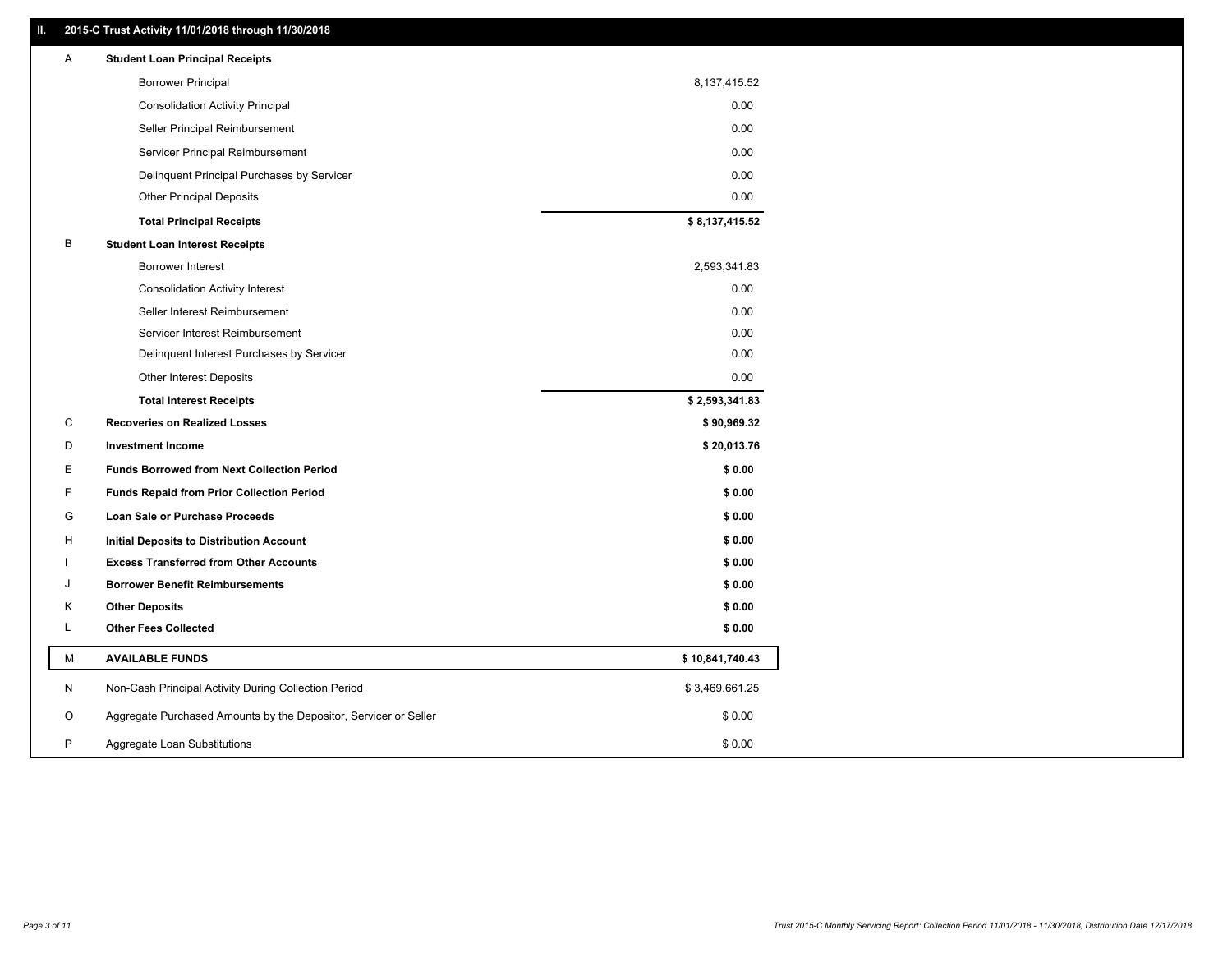## II. 2015-C Trust Activity 11/01/2018 through 11/30/2018

| | | |
|---|---|---|
| A | **Student Loan Principal Receipts** | |
| | Borrower Principal | 8,137,415.52 |
| | Consolidation Activity Principal | 0.00 |
| | Seller Principal Reimbursement | 0.00 |
| | Servicer Principal Reimbursement | 0.00 |
| | Delinquent Principal Purchases by Servicer | 0.00 |
| | Other Principal Deposits | 0.00 |
| | **Total Principal Receipts** | **$ 8,137,415.52** |
| B | **Student Loan Interest Receipts** | |
| | Borrower Interest | 2,593,341.83 |
| | Consolidation Activity Interest | 0.00 |
| | Seller Interest Reimbursement | 0.00 |
| | Servicer Interest Reimbursement | 0.00 |
| | Delinquent Interest Purchases by Servicer | 0.00 |
| | Other Interest Deposits | 0.00 |
| | **Total Interest Receipts** | **$ 2,593,341.83** |
| C | **Recoveries on Realized Losses** | **$ 90,969.32** |
| D | **Investment Income** | **$ 20,013.76** |
| E | **Funds Borrowed from Next Collection Period** | **$ 0.00** |
| F | **Funds Repaid from Prior Collection Period** | **$ 0.00** |
| G | **Loan Sale or Purchase Proceeds** | **$ 0.00** |
| H | **Initial Deposits to Distribution Account** | **$ 0.00** |
| I | **Excess Transferred from Other Accounts** | **$ 0.00** |
| J | **Borrower Benefit Reimbursements** | **$ 0.00** |
| K | **Other Deposits** | **$ 0.00** |
| L | **Other Fees Collected** | **$ 0.00** |
| M | **AVAILABLE FUNDS** | **$ 10,841,740.43** |
| N | Non-Cash Principal Activity During Collection Period | $ 3,469,661.25 |
| O | Aggregate Purchased Amounts by the Depositor, Servicer or Seller | $ 0.00 |
| P | Aggregate Loan Substitutions | $ 0.00 |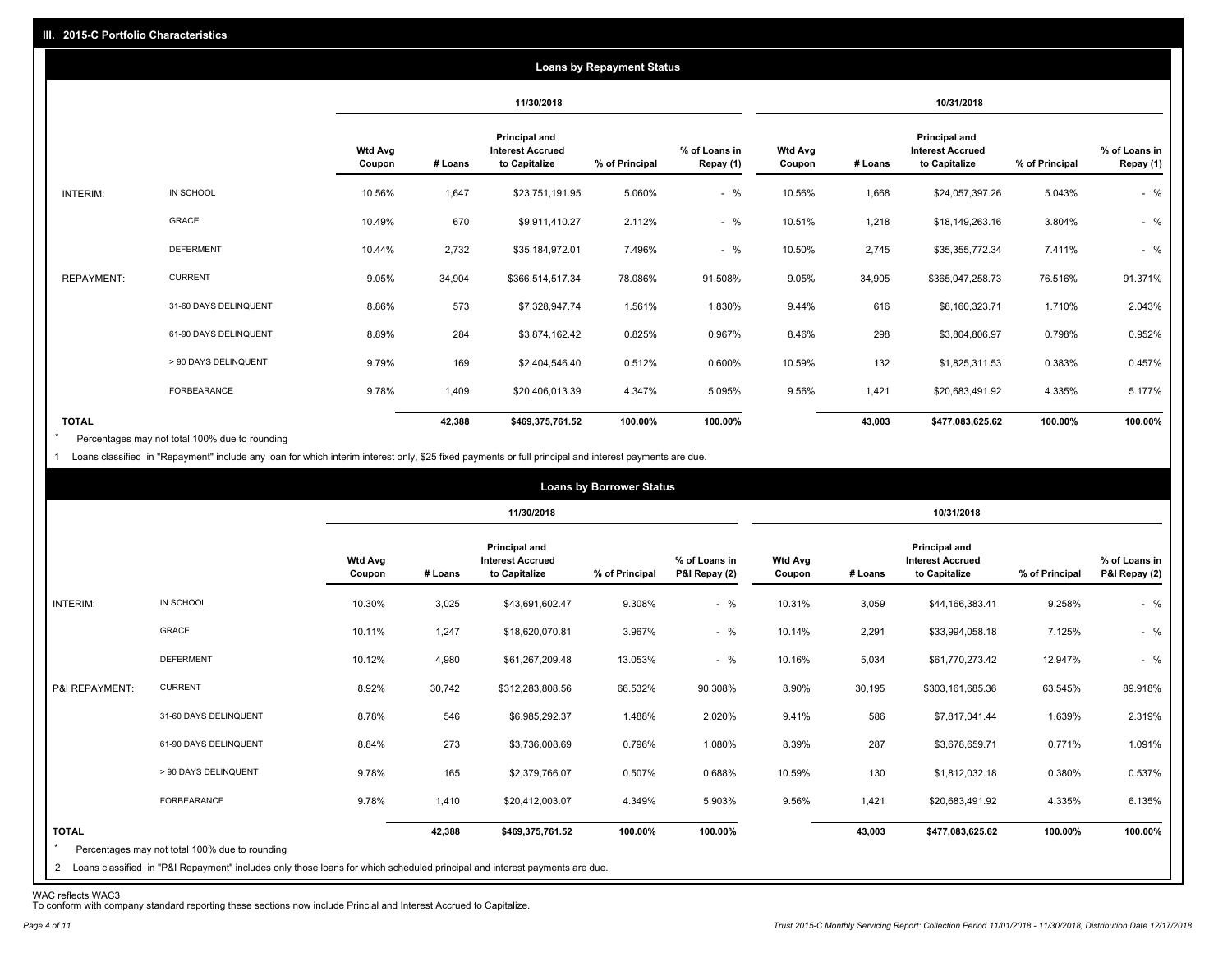## III. 2015-C Portfolio Characteristics

### Loans by Repayment Status

| | | 11/30/2018 | | | | | 10/31/2018 | | | | |
|---|---|---|---|---|---|---|---|---|---|---|---|
| | | Wtd Avg Coupon | # Loans | Principal and Interest Accrued to Capitalize | % of Principal | % of Loans in Repay (1) | Wtd Avg Coupon | # Loans | Principal and Interest Accrued to Capitalize | % of Principal | % of Loans in Repay (1) |
| INTERIM: | IN SCHOOL | 10.56% | 1,647 | $23,751,191.95 | 5.060% | - % | 10.56% | 1,668 | $24,057,397.26 | 5.043% | - % |
| | GRACE | 10.49% | 670 | $9,911,410.27 | 2.112% | - % | 10.51% | 1,218 | $18,149,263.16 | 3.804% | - % |
| | DEFERMENT | 10.44% | 2,732 | $35,184,972.01 | 7.496% | - % | 10.50% | 2,745 | $35,355,772.34 | 7.411% | - % |
| REPAYMENT: | CURRENT | 9.05% | 34,904 | $366,514,517.34 | 78.086% | 91.508% | 9.05% | 34,905 | $365,047,258.73 | 76.516% | 91.371% |
| | 31-60 DAYS DELINQUENT | 8.86% | 573 | $7,328,947.74 | 1.561% | 1.830% | 9.44% | 616 | $8,160,323.71 | 1.710% | 2.043% |
| | 61-90 DAYS DELINQUENT | 8.89% | 284 | $3,874,162.42 | 0.825% | 0.967% | 8.46% | 298 | $3,804,806.97 | 0.798% | 0.952% |
| | > 90 DAYS DELINQUENT | 9.79% | 169 | $2,404,546.40 | 0.512% | 0.600% | 10.59% | 132 | $1,825,311.53 | 0.383% | 0.457% |
| | FORBEARANCE | 9.78% | 1,409 | $20,406,013.39 | 4.347% | 5.095% | 9.56% | 1,421 | $20,683,491.92 | 4.335% | 5.177% |
| TOTAL | | | 42,388 | $469,375,761.52 | 100.00% | 100.00% | | 43,003 | $477,083,625.62 | 100.00% | 100.00% |

* Percentages may not total 100% due to rounding

1 Loans classified in "Repayment" include any loan for which interim interest only, $25 fixed payments or full principal and interest payments are due.

### Loans by Borrower Status

| | | 11/30/2018 | | | | | 10/31/2018 | | | | |
|---|---|---|---|---|---|---|---|---|---|---|---|
| | | Wtd Avg Coupon | # Loans | Principal and Interest Accrued to Capitalize | % of Principal | % of Loans in P&I Repay (2) | Wtd Avg Coupon | # Loans | Principal and Interest Accrued to Capitalize | % of Principal | % of Loans in P&I Repay (2) |
| INTERIM: | IN SCHOOL | 10.30% | 3,025 | $43,691,602.47 | 9.308% | - % | 10.31% | 3,059 | $44,166,383.41 | 9.258% | - % |
| | GRACE | 10.11% | 1,247 | $18,620,070.81 | 3.967% | - % | 10.14% | 2,291 | $33,994,058.18 | 7.125% | - % |
| | DEFERMENT | 10.12% | 4,980 | $61,267,209.48 | 13.053% | - % | 10.16% | 5,034 | $61,770,273.42 | 12.947% | - % |
| P&I REPAYMENT: | CURRENT | 8.92% | 30,742 | $312,283,808.56 | 66.532% | 90.308% | 8.90% | 30,195 | $303,161,685.36 | 63.545% | 89.918% |
| | 31-60 DAYS DELINQUENT | 8.78% | 546 | $6,985,292.37 | 1.488% | 2.020% | 9.41% | 586 | $7,817,041.44 | 1.639% | 2.319% |
| | 61-90 DAYS DELINQUENT | 8.84% | 273 | $3,736,008.69 | 0.796% | 1.080% | 8.39% | 287 | $3,678,659.71 | 0.771% | 1.091% |
| | > 90 DAYS DELINQUENT | 9.78% | 165 | $2,379,766.07 | 0.507% | 0.688% | 10.59% | 130 | $1,812,032.18 | 0.380% | 0.537% |
| | FORBEARANCE | 9.78% | 1,410 | $20,412,003.07 | 4.349% | 5.903% | 9.56% | 1,421 | $20,683,491.92 | 4.335% | 6.135% |
| TOTAL | | | 42,388 | $469,375,761.52 | 100.00% | 100.00% | | 43,003 | $477,083,625.62 | 100.00% | 100.00% |

* Percentages may not total 100% due to rounding

2 Loans classified in "P&I Repayment" includes only those loans for which scheduled principal and interest payments are due.

WAC reflects WAC3
To conform with company standard reporting these sections now include Princial and Interest Accrued to Capitalize.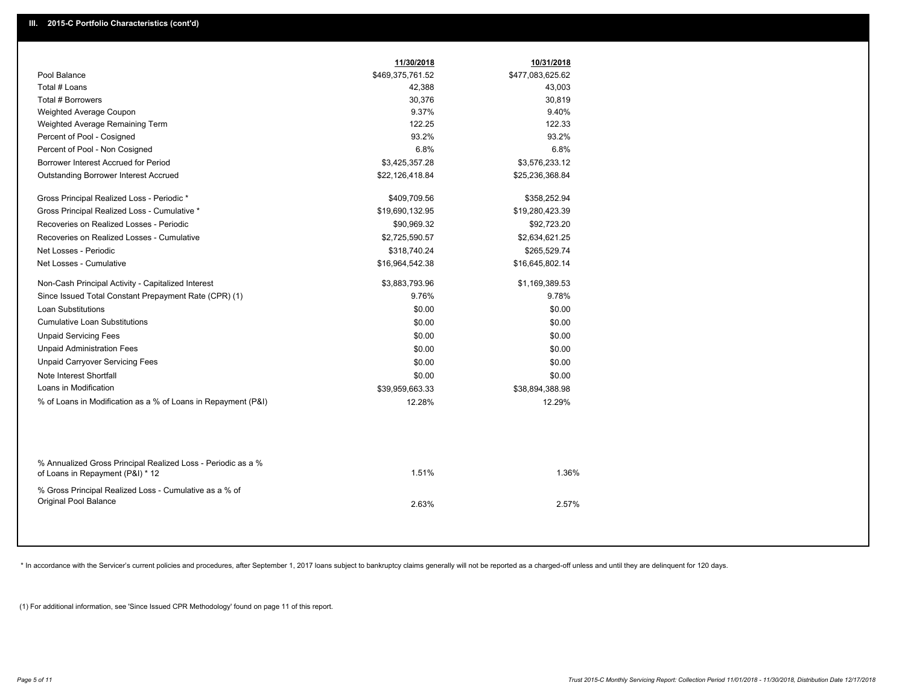## III. 2015-C Portfolio Characteristics (cont'd)

| | 11/30/2018 | 10/31/2018 |
|---|---|---|
| Pool Balance | $469,375,761.52 | $477,083,625.62 |
| Total # Loans | 42,388 | 43,003 |
| Total # Borrowers | 30,376 | 30,819 |
| Weighted Average Coupon | 9.37% | 9.40% |
| Weighted Average Remaining Term | 122.25 | 122.33 |
| Percent of Pool - Cosigned | 93.2% | 93.2% |
| Percent of Pool - Non Cosigned | 6.8% | 6.8% |
| Borrower Interest Accrued for Period | $3,425,357.28 | $3,576,233.12 |
| Outstanding Borrower Interest Accrued | $22,126,418.84 | $25,236,368.84 |
| Gross Principal Realized Loss - Periodic * | $409,709.56 | $358,252.94 |
| Gross Principal Realized Loss - Cumulative * | $19,690,132.95 | $19,280,423.39 |
| Recoveries on Realized Losses - Periodic | $90,969.32 | $92,723.20 |
| Recoveries on Realized Losses - Cumulative | $2,725,590.57 | $2,634,621.25 |
| Net Losses - Periodic | $318,740.24 | $265,529.74 |
| Net Losses - Cumulative | $16,964,542.38 | $16,645,802.14 |
| Non-Cash Principal Activity - Capitalized Interest | $3,883,793.96 | $1,169,389.53 |
| Since Issued Total Constant Prepayment Rate (CPR) (1) | 9.76% | 9.78% |
| Loan Substitutions | $0.00 | $0.00 |
| Cumulative Loan Substitutions | $0.00 | $0.00 |
| Unpaid Servicing Fees | $0.00 | $0.00 |
| Unpaid Administration Fees | $0.00 | $0.00 |
| Unpaid Carryover Servicing Fees | $0.00 | $0.00 |
| Note Interest Shortfall | $0.00 | $0.00 |
| Loans in Modification | $39,959,663.33 | $38,894,388.98 |
| % of Loans in Modification as a % of Loans in Repayment (P&I) | 12.28% | 12.29% |
| % Annualized Gross Principal Realized Loss - Periodic as a % of Loans in Repayment (P&I) * 12 | 1.51% | 1.36% |
| % Gross Principal Realized Loss - Cumulative as a % of Original Pool Balance | 2.63% | 2.57% |

* In accordance with the Servicer's current policies and procedures, after September 1, 2017 loans subject to bankruptcy claims generally will not be reported as a charged-off unless and until they are delinquent for 120 days.

(1) For additional information, see 'Since Issued CPR Methodology' found on page 11 of this report.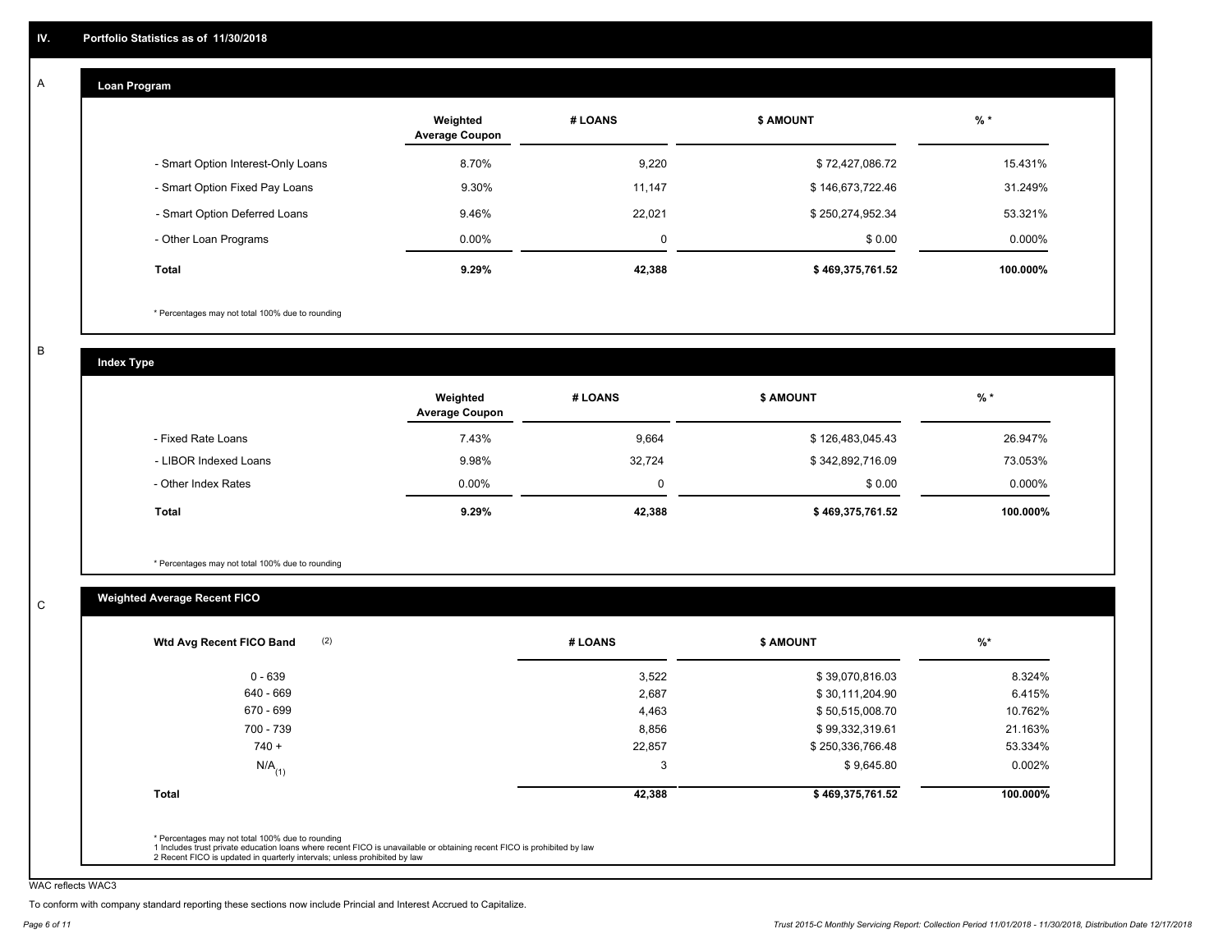## IV. Portfolio Statistics as of 11/30/2018

### A Loan Program

| | Weighted Average Coupon | # LOANS | $ AMOUNT | % * |
|---|---|---|---|---|
| - Smart Option Interest-Only Loans | 8.70% | 9,220 | $ 72,427,086.72 | 15.431% |
| - Smart Option Fixed Pay Loans | 9.30% | 11,147 | $ 146,673,722.46 | 31.249% |
| - Smart Option Deferred Loans | 9.46% | 22,021 | $ 250,274,952.34 | 53.321% |
| - Other Loan Programs | 0.00% | 0 | $ 0.00 | 0.000% |
| **Total** | **9.29%** | **42,388** | **$ 469,375,761.52** | **100.000%** |

* Percentages may not total 100% due to rounding

### B Index Type

| | Weighted Average Coupon | # LOANS | $ AMOUNT | % * |
|---|---|---|---|---|
| - Fixed Rate Loans | 7.43% | 9,664 | $ 126,483,045.43 | 26.947% |
| - LIBOR Indexed Loans | 9.98% | 32,724 | $ 342,892,716.09 | 73.053% |
| - Other Index Rates | 0.00% | 0 | $ 0.00 | 0.000% |
| **Total** | **9.29%** | **42,388** | **$ 469,375,761.52** | **100.000%** |

* Percentages may not total 100% due to rounding

### C Weighted Average Recent FICO

| Wtd Avg Recent FICO Band (2) | # LOANS | $ AMOUNT | %* |
|---|---|---|---|
| 0 - 639 | 3,522 | $ 39,070,816.03 | 8.324% |
| 640 - 669 | 2,687 | $ 30,111,204.90 | 6.415% |
| 670 - 699 | 4,463 | $ 50,515,008.70 | 10.762% |
| 700 - 739 | 8,856 | $ 99,332,319.61 | 21.163% |
| 740 + | 22,857 | $ 250,336,766.48 | 53.334% |
| N/A (1) | 3 | $ 9,645.80 | 0.002% |
| **Total** | **42,388** | **$ 469,375,761.52** | **100.000%** |

* Percentages may not total 100% due to rounding
1 Includes trust private education loans where recent FICO is unavailable or obtaining recent FICO is prohibited by law
2 Recent FICO is updated in quarterly intervals; unless prohibited by law

WAC reflects WAC3

To conform with company standard reporting these sections now include Princial and Interest Accrued to Capitalize.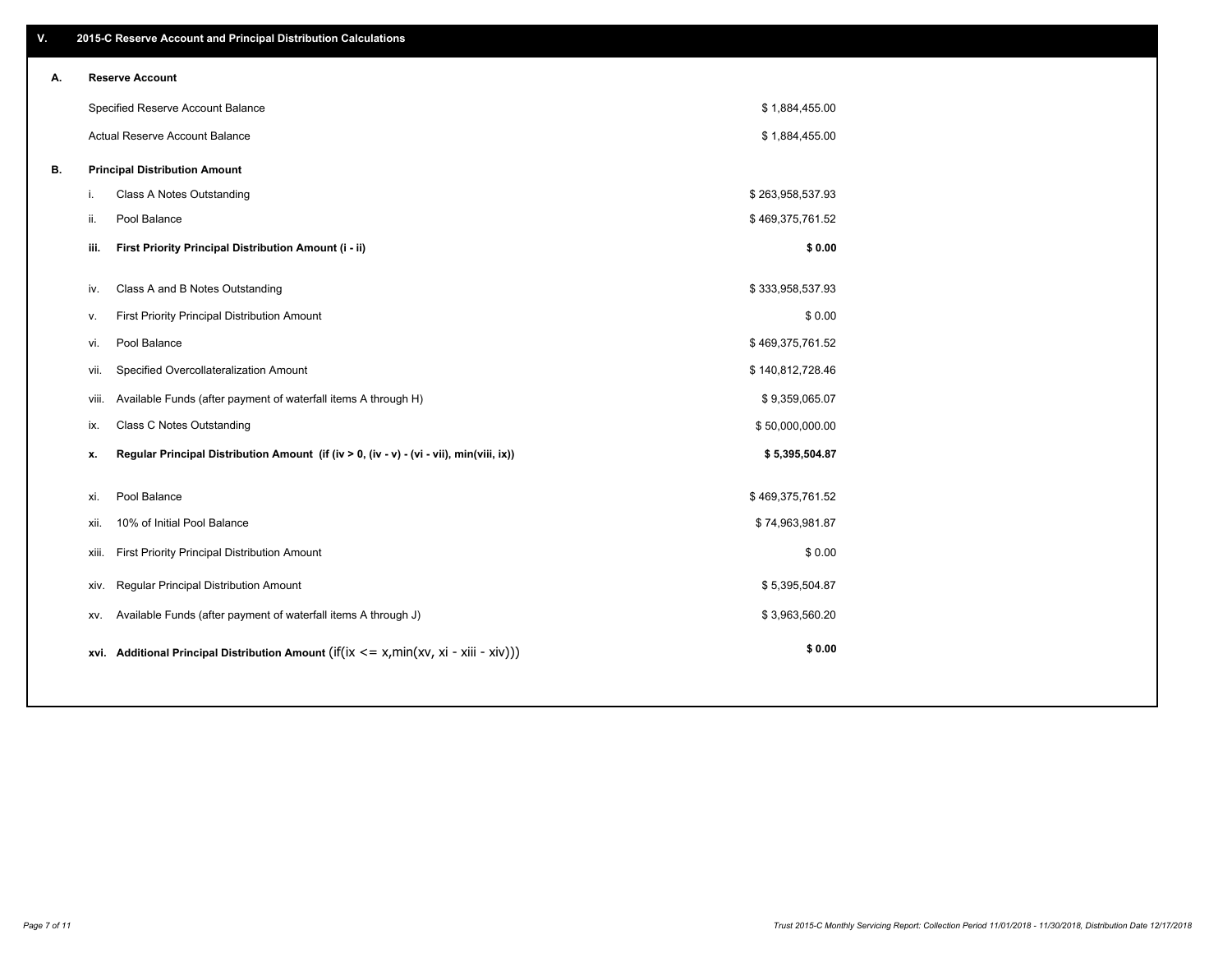| V. | 2015-C Reserve Account and Principal Distribution Calculations | | |
|---|---|---|---|
| **A.** | **Reserve Account** | | |
| | Specified Reserve Account Balance | | $ 1,884,455.00 |
| | Actual Reserve Account Balance | | $ 1,884,455.00 |
| **B.** | **Principal Distribution Amount** | | |
| | i. | Class A Notes Outstanding | $ 263,958,537.93 |
| | ii. | Pool Balance | $ 469,375,761.52 |
| | **iii.** | **First Priority Principal Distribution Amount (i - ii)** | **$ 0.00** |
| | iv. | Class A and B Notes Outstanding | $ 333,958,537.93 |
| | v. | First Priority Principal Distribution Amount | $ 0.00 |
| | vi. | Pool Balance | $ 469,375,761.52 |
| | vii. | Specified Overcollateralization Amount | $ 140,812,728.46 |
| | viii. | Available Funds (after payment of waterfall items A through H) | $ 9,359,065.07 |
| | ix. | Class C Notes Outstanding | $ 50,000,000.00 |
| | **x.** | **Regular Principal Distribution Amount (if (iv > 0, (iv - v) - (vi - vii), min(viii, ix))** | **$ 5,395,504.87** |
| | xi. | Pool Balance | $ 469,375,761.52 |
| | xii. | 10% of Initial Pool Balance | $ 74,963,981.87 |
| | xiii. | First Priority Principal Distribution Amount | $ 0.00 |
| | xiv. | Regular Principal Distribution Amount | $ 5,395,504.87 |
| | xv. | Available Funds (after payment of waterfall items A through J) | $ 3,963,560.20 |
| | **xvi.** | **Additional Principal Distribution Amount** (if(ix <= x,min(xv, xi - xiii - xiv))) | **$ 0.00** |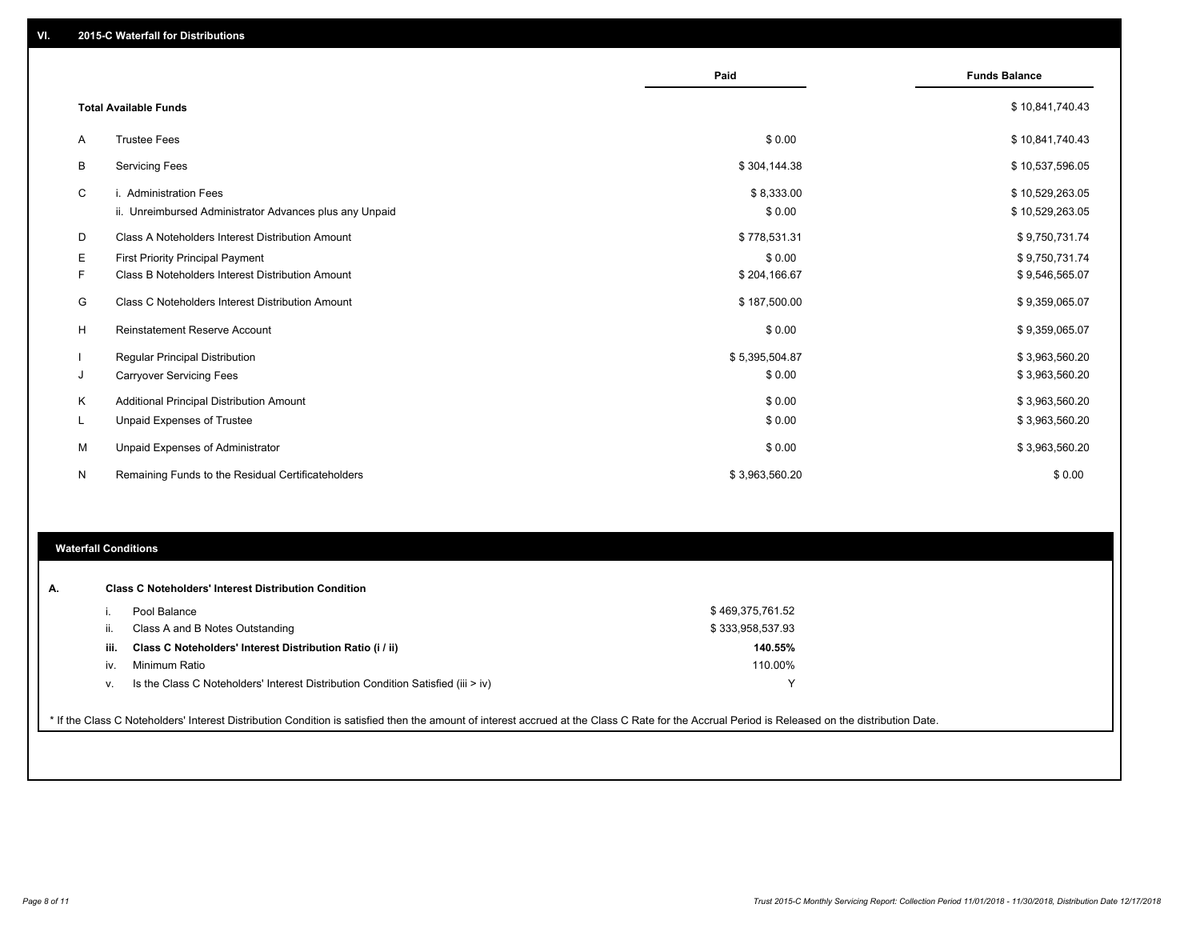## VI. 2015-C Waterfall for Distributions

| | | Paid | Funds Balance |
|---|---|---|---|
| | **Total Available Funds** | | $ 10,841,740.43 |
| A | Trustee Fees | $ 0.00 | $ 10,841,740.43 |
| B | Servicing Fees | $ 304,144.38 | $ 10,537,596.05 |
| C | i. Administration Fees | $ 8,333.00 | $ 10,529,263.05 |
| | ii. Unreimbursed Administrator Advances plus any Unpaid | $ 0.00 | $ 10,529,263.05 |
| D | Class A Noteholders Interest Distribution Amount | $ 778,531.31 | $ 9,750,731.74 |
| E | First Priority Principal Payment | $ 0.00 | $ 9,750,731.74 |
| F | Class B Noteholders Interest Distribution Amount | $ 204,166.67 | $ 9,546,565.07 |
| G | Class C Noteholders Interest Distribution Amount | $ 187,500.00 | $ 9,359,065.07 |
| H | Reinstatement Reserve Account | $ 0.00 | $ 9,359,065.07 |
| I | Regular Principal Distribution | $ 5,395,504.87 | $ 3,963,560.20 |
| J | Carryover Servicing Fees | $ 0.00 | $ 3,963,560.20 |
| K | Additional Principal Distribution Amount | $ 0.00 | $ 3,963,560.20 |
| L | Unpaid Expenses of Trustee | $ 0.00 | $ 3,963,560.20 |
| M | Unpaid Expenses of Administrator | $ 0.00 | $ 3,963,560.20 |
| N | Remaining Funds to the Residual Certificateholders | $ 3,963,560.20 | $ 0.00 |

## Waterfall Conditions

**A. Class C Noteholders' Interest Distribution Condition**

| | | |
|---|---|---|
| i. | Pool Balance | $ 469,375,761.52 |
| ii. | Class A and B Notes Outstanding | $ 333,958,537.93 |
| **iii.** | **Class C Noteholders' Interest Distribution Ratio (i / ii)** | **140.55%** |
| iv. | Minimum Ratio | 110.00% |
| v. | Is the Class C Noteholders' Interest Distribution Condition Satisfied (iii > iv) | Y |

* If the Class C Noteholders' Interest Distribution Condition is satisfied then the amount of interest accrued at the Class C Rate for the Accrual Period is Released on the distribution Date.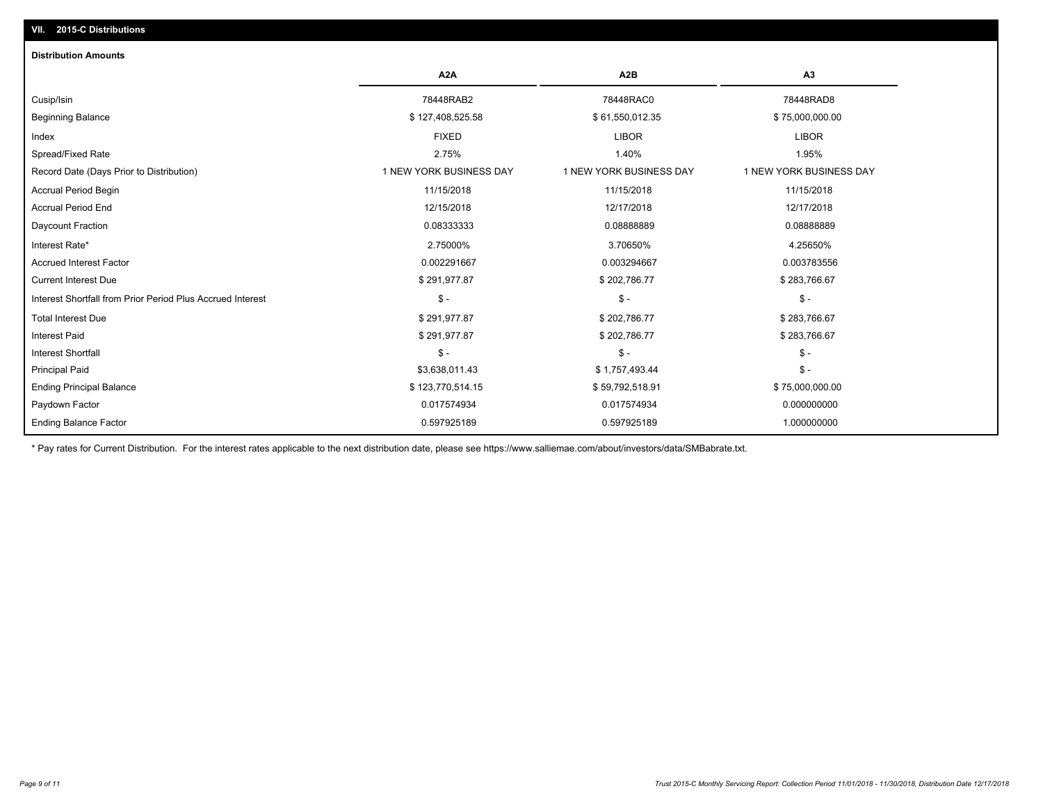## VII. 2015-C Distributions

### Distribution Amounts

| | A2A | A2B | A3 |
|---|---|---|---|
| Cusip/Isin | 78448RAB2 | 78448RAC0 | 78448RAD8 |
| Beginning Balance | $ 127,408,525.58 | $ 61,550,012.35 | $ 75,000,000.00 |
| Index | FIXED | LIBOR | LIBOR |
| Spread/Fixed Rate | 2.75% | 1.40% | 1.95% |
| Record Date (Days Prior to Distribution) | 1 NEW YORK BUSINESS DAY | 1 NEW YORK BUSINESS DAY | 1 NEW YORK BUSINESS DAY |
| Accrual Period Begin | 11/15/2018 | 11/15/2018 | 11/15/2018 |
| Accrual Period End | 12/15/2018 | 12/17/2018 | 12/17/2018 |
| Daycount Fraction | 0.08333333 | 0.08888889 | 0.08888889 |
| Interest Rate* | 2.75000% | 3.70650% | 4.25650% |
| Accrued Interest Factor | 0.002291667 | 0.003294667 | 0.003783556 |
| Current Interest Due | $ 291,977.87 | $ 202,786.77 | $ 283,766.67 |
| Interest Shortfall from Prior Period Plus Accrued Interest | $ - | $ - | $ - |
| Total Interest Due | $ 291,977.87 | $ 202,786.77 | $ 283,766.67 |
| Interest Paid | $ 291,977.87 | $ 202,786.77 | $ 283,766.67 |
| Interest Shortfall | $ - | $ - | $ - |
| Principal Paid | $3,638,011.43 | $ 1,757,493.44 | $ - |
| Ending Principal Balance | $ 123,770,514.15 | $ 59,792,518.91 | $ 75,000,000.00 |
| Paydown Factor | 0.017574934 | 0.017574934 | 0.000000000 |
| Ending Balance Factor | 0.597925189 | 0.597925189 | 1.000000000 |

* Pay rates for Current Distribution. For the interest rates applicable to the next distribution date, please see https://www.salliemae.com/about/investors/data/SMBabrate.txt.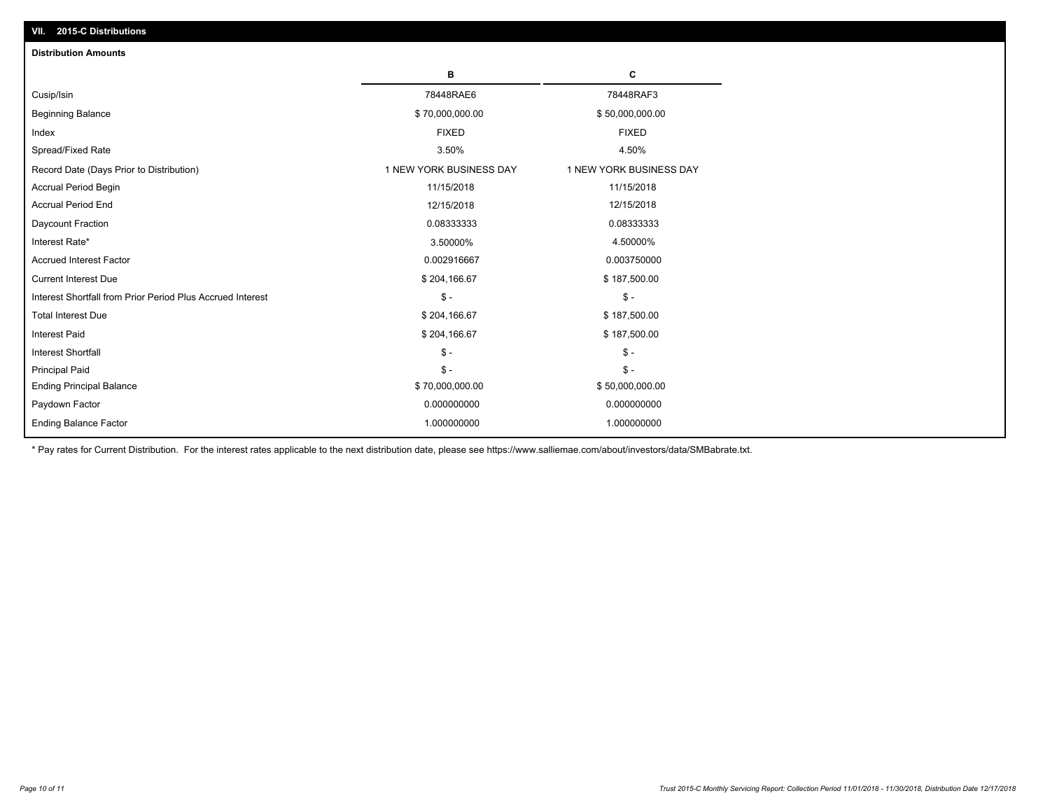## VII. 2015-C Distributions

### Distribution Amounts

| | B | C |
|---|---|---|
| Cusip/Isin | 78448RAE6 | 78448RAF3 |
| Beginning Balance | $ 70,000,000.00 | $ 50,000,000.00 |
| Index | FIXED | FIXED |
| Spread/Fixed Rate | 3.50% | 4.50% |
| Record Date (Days Prior to Distribution) | 1 NEW YORK BUSINESS DAY | 1 NEW YORK BUSINESS DAY |
| Accrual Period Begin | 11/15/2018 | 11/15/2018 |
| Accrual Period End | 12/15/2018 | 12/15/2018 |
| Daycount Fraction | 0.08333333 | 0.08333333 |
| Interest Rate* | 3.50000% | 4.50000% |
| Accrued Interest Factor | 0.002916667 | 0.003750000 |
| Current Interest Due | $ 204,166.67 | $ 187,500.00 |
| Interest Shortfall from Prior Period Plus Accrued Interest | $ - | $ - |
| Total Interest Due | $ 204,166.67 | $ 187,500.00 |
| Interest Paid | $ 204,166.67 | $ 187,500.00 |
| Interest Shortfall | $ - | $ - |
| Principal Paid | $ - | $ - |
| Ending Principal Balance | $ 70,000,000.00 | $ 50,000,000.00 |
| Paydown Factor | 0.000000000 | 0.000000000 |
| Ending Balance Factor | 1.000000000 | 1.000000000 |

* Pay rates for Current Distribution. For the interest rates applicable to the next distribution date, please see https://www.salliemae.com/about/investors/data/SMBabrate.txt.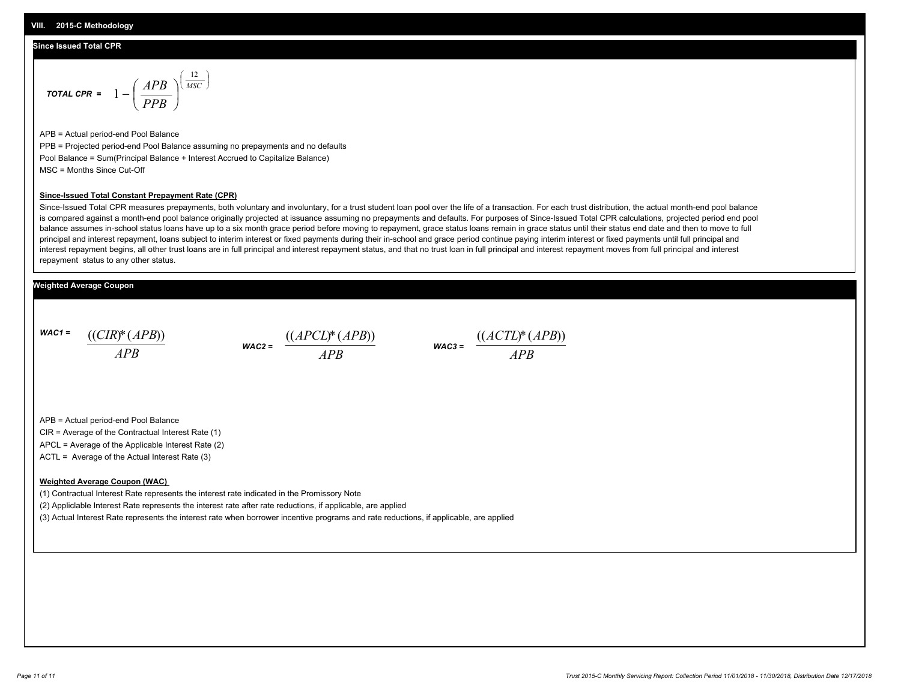## VIII. 2015-C Methodology

### Since Issued Total CPR

$$\textit{TOTAL CPR} = 1 - \left( \frac{APB}{PPB} \right)^{\left( \frac{12}{MSC} \right)}$$

APB = Actual period-end Pool Balance

PPB = Projected period-end Pool Balance assuming no prepayments and no defaults

Pool Balance = Sum(Principal Balance + Interest Accrued to Capitalize Balance)

MSC = Months Since Cut-Off

**Since-Issued Total Constant Prepayment Rate (CPR)**

Since-Issued Total CPR measures prepayments, both voluntary and involuntary, for a trust student loan pool over the life of a transaction. For each trust distribution, the actual month-end pool balance is compared against a month-end pool balance originally projected at issuance assuming no prepayments and defaults. For purposes of Since-Issued Total CPR calculations, projected period end pool balance assumes in-school status loans have up to a six month grace period before moving to repayment, grace status loans remain in grace status until their status end date and then to move to full principal and interest repayment, loans subject to interim interest or fixed payments during their in-school and grace period continue paying interim interest or fixed payments until full principal and interest repayment begins, all other trust loans are in full principal and interest repayment status, and that no trust loan in full principal and interest repayment moves from full principal and interest repayment status to any other status.

### Weighted Average Coupon

$$\textit{WAC1} = \frac{((CIR) * (APB))}{APB} \qquad \textit{WAC2} = \frac{((APCL) * (APB))}{APB} \qquad \textit{WAC3} = \frac{((ACTL) * (APB))}{APB}$$

APB = Actual period-end Pool Balance

CIR = Average of the Contractual Interest Rate (1)

APCL = Average of the Applicable Interest Rate (2)

ACTL = Average of the Actual Interest Rate (3)

**Weighted Average Coupon (WAC)**

(1) Contractual Interest Rate represents the interest rate indicated in the Promissory Note

(2) Appliclable Interest Rate represents the interest rate after rate reductions, if applicable, are applied

(3) Actual Interest Rate represents the interest rate when borrower incentive programs and rate reductions, if applicable, are applied